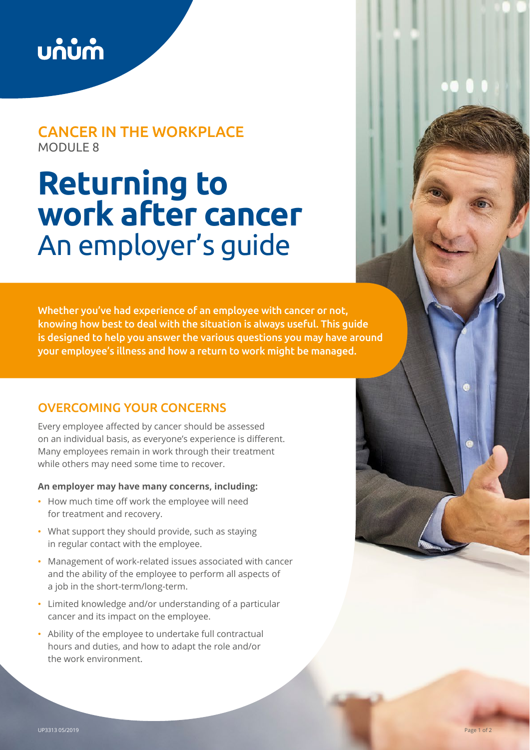unum

CANCER IN THE WORKPLACE
MODULE 8

# Returning to work after cancer
## An employer's guide

**Whether you've had experience of an employee with cancer or not, knowing how best to deal with the situation is always useful. This guide is designed to help you answer the various questions you may have around your employee's illness and how a return to work might be managed.**

## OVERCOMING YOUR CONCERNS

Every employee affected by cancer should be assessed on an individual basis, as everyone's experience is different. Many employees remain in work through their treatment while others may need some time to recover.

**An employer may have many concerns, including:**

- How much time off work the employee will need for treatment and recovery.
- What support they should provide, such as staying in regular contact with the employee.
- Management of work-related issues associated with cancer and the ability of the employee to perform all aspects of a job in the short-term/long-term.
- Limited knowledge and/or understanding of a particular cancer and its impact on the employee.
- Ability of the employee to undertake full contractual hours and duties, and how to adapt the role and/or the work environment.

UP3313 05/2019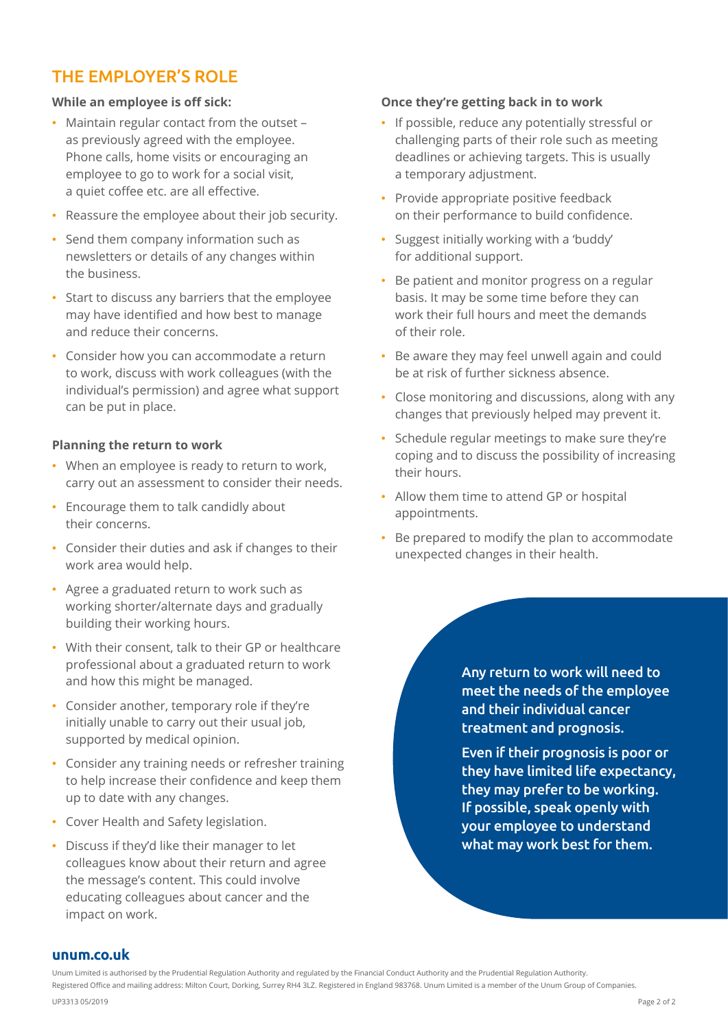## THE EMPLOYER'S ROLE

**While an employee is off sick:**

- Maintain regular contact from the outset – as previously agreed with the employee. Phone calls, home visits or encouraging an employee to go to work for a social visit, a quiet coffee etc. are all effective.
- Reassure the employee about their job security.
- Send them company information such as newsletters or details of any changes within the business.
- Start to discuss any barriers that the employee may have identified and how best to manage and reduce their concerns.
- Consider how you can accommodate a return to work, discuss with work colleagues (with the individual's permission) and agree what support can be put in place.

**Planning the return to work**

- When an employee is ready to return to work, carry out an assessment to consider their needs.
- Encourage them to talk candidly about their concerns.
- Consider their duties and ask if changes to their work area would help.
- Agree a graduated return to work such as working shorter/alternate days and gradually building their working hours.
- With their consent, talk to their GP or healthcare professional about a graduated return to work and how this might be managed.
- Consider another, temporary role if they're initially unable to carry out their usual job, supported by medical opinion.
- Consider any training needs or refresher training to help increase their confidence and keep them up to date with any changes.
- Cover Health and Safety legislation.
- Discuss if they'd like their manager to let colleagues know about their return and agree the message's content. This could involve educating colleagues about cancer and the impact on work.

**Once they're getting back in to work**

- If possible, reduce any potentially stressful or challenging parts of their role such as meeting deadlines or achieving targets. This is usually a temporary adjustment.
- Provide appropriate positive feedback on their performance to build confidence.
- Suggest initially working with a 'buddy' for additional support.
- Be patient and monitor progress on a regular basis. It may be some time before they can work their full hours and meet the demands of their role.
- Be aware they may feel unwell again and could be at risk of further sickness absence.
- Close monitoring and discussions, along with any changes that previously helped may prevent it.
- Schedule regular meetings to make sure they're coping and to discuss the possibility of increasing their hours.
- Allow them time to attend GP or hospital appointments.
- Be prepared to modify the plan to accommodate unexpected changes in their health.

**Any return to work will need to meet the needs of the employee and their individual cancer treatment and prognosis.**

**Even if their prognosis is poor or they have limited life expectancy, they may prefer to be working. If possible, speak openly with your employee to understand what may work best for them.**

**unum.co.uk**

Unum Limited is authorised by the Prudential Regulation Authority and regulated by the Financial Conduct Authority and the Prudential Regulation Authority.
Registered Office and mailing address: Milton Court, Dorking, Surrey RH4 3LZ. Registered in England 983768. Unum Limited is a member of the Unum Group of Companies.

UP3313 05/2019